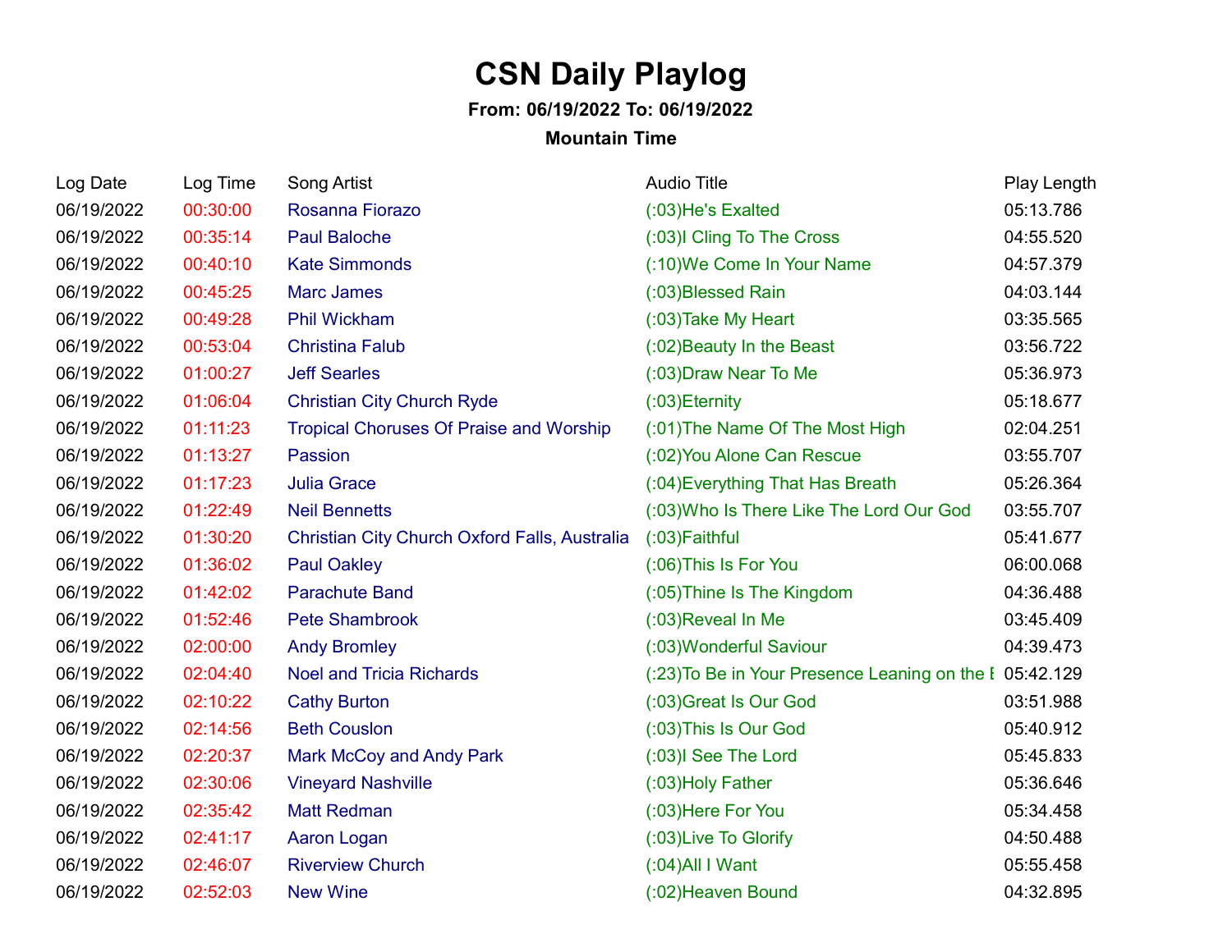# CSN Daily Playlog

**From: 06/19/2022 To: 06/19/2022**

**Mountain Time**

| Log Date | Log Time | Song Artist | Audio Title | Play Length |
|---|---|---|---|---|
| 06/19/2022 | 00:30:00 | Rosanna Fiorazo | (:03)He's Exalted | 05:13.786 |
| 06/19/2022 | 00:35:14 | Paul Baloche | (:03)I Cling To The Cross | 04:55.520 |
| 06/19/2022 | 00:40:10 | Kate Simmonds | (:10)We Come In Your Name | 04:57.379 |
| 06/19/2022 | 00:45:25 | Marc James | (:03)Blessed Rain | 04:03.144 |
| 06/19/2022 | 00:49:28 | Phil Wickham | (:03)Take My Heart | 03:35.565 |
| 06/19/2022 | 00:53:04 | Christina Falub | (:02)Beauty In the Beast | 03:56.722 |
| 06/19/2022 | 01:00:27 | Jeff Searles | (:03)Draw Near To Me | 05:36.973 |
| 06/19/2022 | 01:06:04 | Christian City Church Ryde | (:03)Eternity | 05:18.677 |
| 06/19/2022 | 01:11:23 | Tropical Choruses Of Praise and Worship | (:01)The Name Of The Most High | 02:04.251 |
| 06/19/2022 | 01:13:27 | Passion | (:02)You Alone Can Rescue | 03:55.707 |
| 06/19/2022 | 01:17:23 | Julia Grace | (:04)Everything That Has Breath | 05:26.364 |
| 06/19/2022 | 01:22:49 | Neil Bennetts | (:03)Who Is There Like The Lord Our God | 03:55.707 |
| 06/19/2022 | 01:30:20 | Christian City Church Oxford Falls, Australia | (:03)Faithful | 05:41.677 |
| 06/19/2022 | 01:36:02 | Paul Oakley | (:06)This Is For You | 06:00.068 |
| 06/19/2022 | 01:42:02 | Parachute Band | (:05)Thine Is The Kingdom | 04:36.488 |
| 06/19/2022 | 01:52:46 | Pete Shambrook | (:03)Reveal In Me | 03:45.409 |
| 06/19/2022 | 02:00:00 | Andy Bromley | (:03)Wonderful Saviour | 04:39.473 |
| 06/19/2022 | 02:04:40 | Noel and Tricia Richards | (:23)To Be in Your Presence Leaning on the E | 05:42.129 |
| 06/19/2022 | 02:10:22 | Cathy Burton | (:03)Great Is Our God | 03:51.988 |
| 06/19/2022 | 02:14:56 | Beth Couslon | (:03)This Is Our God | 05:40.912 |
| 06/19/2022 | 02:20:37 | Mark McCoy and Andy Park | (:03)I See The Lord | 05:45.833 |
| 06/19/2022 | 02:30:06 | Vineyard Nashville | (:03)Holy Father | 05:36.646 |
| 06/19/2022 | 02:35:42 | Matt Redman | (:03)Here For You | 05:34.458 |
| 06/19/2022 | 02:41:17 | Aaron Logan | (:03)Live To Glorify | 04:50.488 |
| 06/19/2022 | 02:46:07 | Riverview Church | (:04)All I Want | 05:55.458 |
| 06/19/2022 | 02:52:03 | New Wine | (:02)Heaven Bound | 04:32.895 |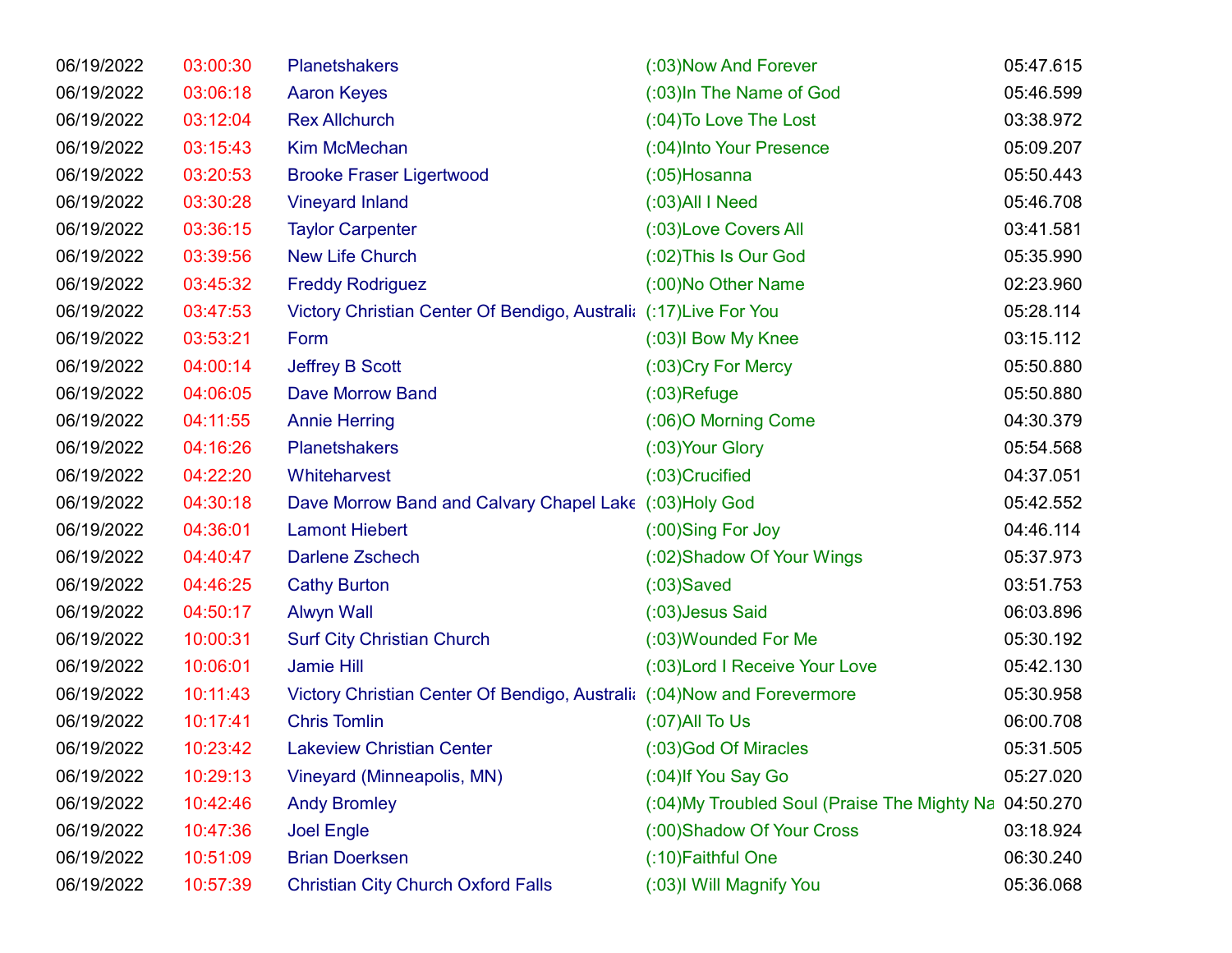| | | | | |
|---|---|---|---|---|
| 06/19/2022 | 03:00:30 | Planetshakers | (:03)Now And Forever | 05:47.615 |
| 06/19/2022 | 03:06:18 | Aaron Keyes | (:03)In The Name of God | 05:46.599 |
| 06/19/2022 | 03:12:04 | Rex Allchurch | (:04)To Love The Lost | 03:38.972 |
| 06/19/2022 | 03:15:43 | Kim McMechan | (:04)Into Your Presence | 05:09.207 |
| 06/19/2022 | 03:20:53 | Brooke Fraser Ligertwood | (:05)Hosanna | 05:50.443 |
| 06/19/2022 | 03:30:28 | Vineyard Inland | (:03)All I Need | 05:46.708 |
| 06/19/2022 | 03:36:15 | Taylor Carpenter | (:03)Love Covers All | 03:41.581 |
| 06/19/2022 | 03:39:56 | New Life Church | (:02)This Is Our God | 05:35.990 |
| 06/19/2022 | 03:45:32 | Freddy Rodriguez | (:00)No Other Name | 02:23.960 |
| 06/19/2022 | 03:47:53 | Victory Christian Center Of Bendigo, Australia | (:17)Live For You | 05:28.114 |
| 06/19/2022 | 03:53:21 | Form | (:03)I Bow My Knee | 03:15.112 |
| 06/19/2022 | 04:00:14 | Jeffrey B Scott | (:03)Cry For Mercy | 05:50.880 |
| 06/19/2022 | 04:06:05 | Dave Morrow Band | (:03)Refuge | 05:50.880 |
| 06/19/2022 | 04:11:55 | Annie Herring | (:06)O Morning Come | 04:30.379 |
| 06/19/2022 | 04:16:26 | Planetshakers | (:03)Your Glory | 05:54.568 |
| 06/19/2022 | 04:22:20 | Whiteharvest | (:03)Crucified | 04:37.051 |
| 06/19/2022 | 04:30:18 | Dave Morrow Band and Calvary Chapel Lake | (:03)Holy God | 05:42.552 |
| 06/19/2022 | 04:36:01 | Lamont Hiebert | (:00)Sing For Joy | 04:46.114 |
| 06/19/2022 | 04:40:47 | Darlene Zschech | (:02)Shadow Of Your Wings | 05:37.973 |
| 06/19/2022 | 04:46:25 | Cathy Burton | (:03)Saved | 03:51.753 |
| 06/19/2022 | 04:50:17 | Alwyn Wall | (:03)Jesus Said | 06:03.896 |
| 06/19/2022 | 10:00:31 | Surf City Christian Church | (:03)Wounded For Me | 05:30.192 |
| 06/19/2022 | 10:06:01 | Jamie Hill | (:03)Lord I Receive Your Love | 05:42.130 |
| 06/19/2022 | 10:11:43 | Victory Christian Center Of Bendigo, Australia | (:04)Now and Forevermore | 05:30.958 |
| 06/19/2022 | 10:17:41 | Chris Tomlin | (:07)All To Us | 06:00.708 |
| 06/19/2022 | 10:23:42 | Lakeview Christian Center | (:03)God Of Miracles | 05:31.505 |
| 06/19/2022 | 10:29:13 | Vineyard (Minneapolis, MN) | (:04)If You Say Go | 05:27.020 |
| 06/19/2022 | 10:42:46 | Andy Bromley | (:04)My Troubled Soul (Praise The Mighty Na | 04:50.270 |
| 06/19/2022 | 10:47:36 | Joel Engle | (:00)Shadow Of Your Cross | 03:18.924 |
| 06/19/2022 | 10:51:09 | Brian Doerksen | (:10)Faithful One | 06:30.240 |
| 06/19/2022 | 10:57:39 | Christian City Church Oxford Falls | (:03)I Will Magnify You | 05:36.068 |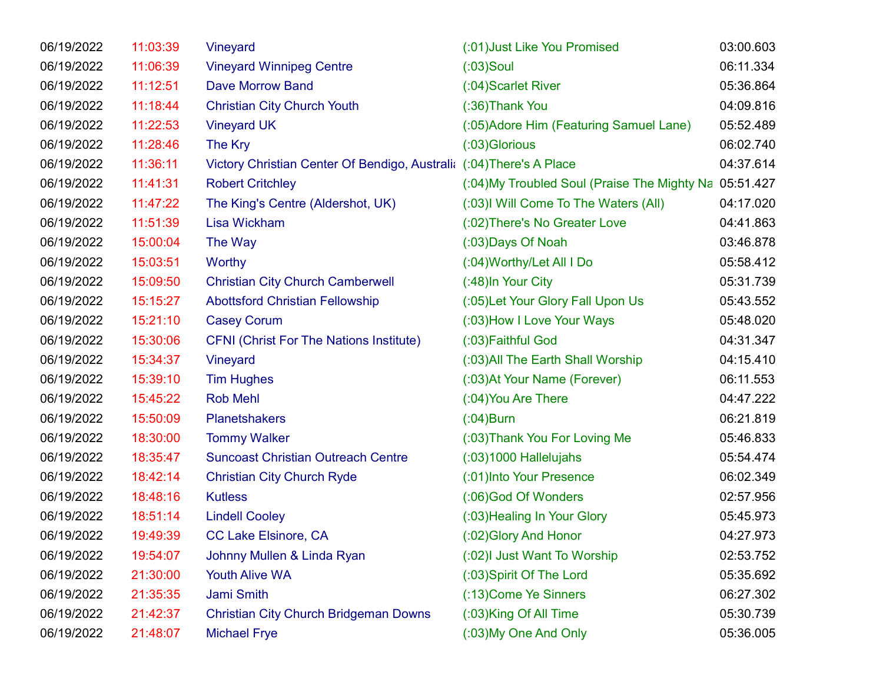| | | | | |
|---|---|---|---|---|
| 06/19/2022 | 11:03:39 | Vineyard | (:01)Just Like You Promised | 03:00.603 |
| 06/19/2022 | 11:06:39 | Vineyard Winnipeg Centre | (:03)Soul | 06:11.334 |
| 06/19/2022 | 11:12:51 | Dave Morrow Band | (:04)Scarlet River | 05:36.864 |
| 06/19/2022 | 11:18:44 | Christian City Church Youth | (:36)Thank You | 04:09.816 |
| 06/19/2022 | 11:22:53 | Vineyard UK | (:05)Adore Him (Featuring Samuel Lane) | 05:52.489 |
| 06/19/2022 | 11:28:46 | The Kry | (:03)Glorious | 06:02.740 |
| 06/19/2022 | 11:36:11 | Victory Christian Center Of Bendigo, Australia | (:04)There's A Place | 04:37.614 |
| 06/19/2022 | 11:41:31 | Robert Critchley | (:04)My Troubled Soul (Praise The Mighty Na | 05:51.427 |
| 06/19/2022 | 11:47:22 | The King's Centre (Aldershot, UK) | (:03)I Will Come To The Waters (All) | 04:17.020 |
| 06/19/2022 | 11:51:39 | Lisa Wickham | (:02)There's No Greater Love | 04:41.863 |
| 06/19/2022 | 15:00:04 | The Way | (:03)Days Of Noah | 03:46.878 |
| 06/19/2022 | 15:03:51 | Worthy | (:04)Worthy/Let All I Do | 05:58.412 |
| 06/19/2022 | 15:09:50 | Christian City Church Camberwell | (:48)In Your City | 05:31.739 |
| 06/19/2022 | 15:15:27 | Abottsford Christian Fellowship | (:05)Let Your Glory Fall Upon Us | 05:43.552 |
| 06/19/2022 | 15:21:10 | Casey Corum | (:03)How I Love Your Ways | 05:48.020 |
| 06/19/2022 | 15:30:06 | CFNI (Christ For The Nations Institute) | (:03)Faithful God | 04:31.347 |
| 06/19/2022 | 15:34:37 | Vineyard | (:03)All The Earth Shall Worship | 04:15.410 |
| 06/19/2022 | 15:39:10 | Tim Hughes | (:03)At Your Name (Forever) | 06:11.553 |
| 06/19/2022 | 15:45:22 | Rob Mehl | (:04)You Are There | 04:47.222 |
| 06/19/2022 | 15:50:09 | Planetshakers | (:04)Burn | 06:21.819 |
| 06/19/2022 | 18:30:00 | Tommy Walker | (:03)Thank You For Loving Me | 05:46.833 |
| 06/19/2022 | 18:35:47 | Suncoast Christian Outreach Centre | (:03)1000 Hallelujahs | 05:54.474 |
| 06/19/2022 | 18:42:14 | Christian City Church Ryde | (:01)Into Your Presence | 06:02.349 |
| 06/19/2022 | 18:48:16 | Kutless | (:06)God Of Wonders | 02:57.956 |
| 06/19/2022 | 18:51:14 | Lindell Cooley | (:03)Healing In Your Glory | 05:45.973 |
| 06/19/2022 | 19:49:39 | CC Lake Elsinore, CA | (:02)Glory And Honor | 04:27.973 |
| 06/19/2022 | 19:54:07 | Johnny Mullen & Linda Ryan | (:02)I Just Want To Worship | 02:53.752 |
| 06/19/2022 | 21:30:00 | Youth Alive WA | (:03)Spirit Of The Lord | 05:35.692 |
| 06/19/2022 | 21:35:35 | Jami Smith | (:13)Come Ye Sinners | 06:27.302 |
| 06/19/2022 | 21:42:37 | Christian City Church Bridgeman Downs | (:03)King Of All Time | 05:30.739 |
| 06/19/2022 | 21:48:07 | Michael Frye | (:03)My One And Only | 05:36.005 |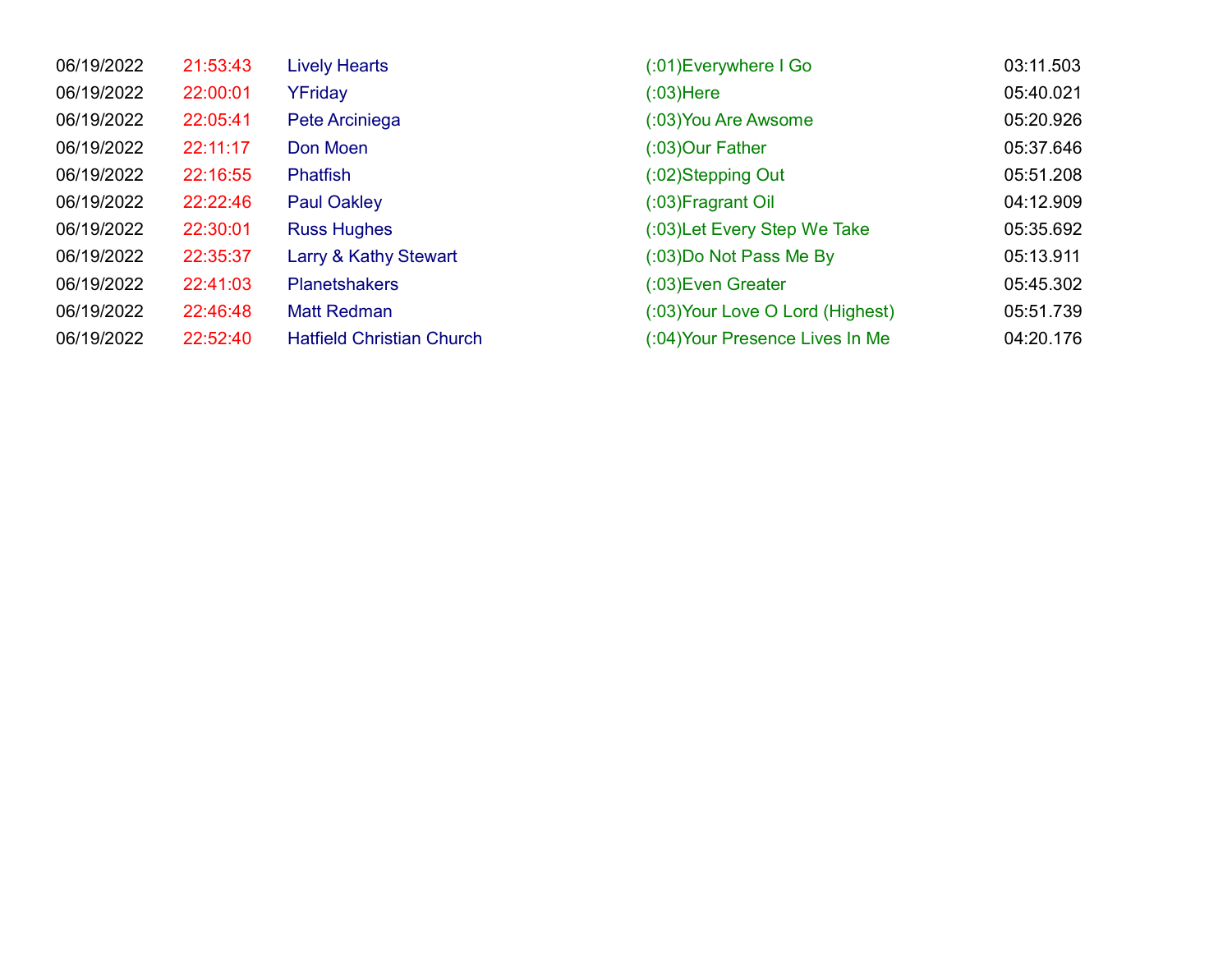| | | | | |
|---|---|---|---|---|
| 06/19/2022 | 21:53:43 | Lively Hearts | (:01)Everywhere I Go | 03:11.503 |
| 06/19/2022 | 22:00:01 | YFriday | (:03)Here | 05:40.021 |
| 06/19/2022 | 22:05:41 | Pete Arciniega | (:03)You Are Awsome | 05:20.926 |
| 06/19/2022 | 22:11:17 | Don Moen | (:03)Our Father | 05:37.646 |
| 06/19/2022 | 22:16:55 | Phatfish | (:02)Stepping Out | 05:51.208 |
| 06/19/2022 | 22:22:46 | Paul Oakley | (:03)Fragrant Oil | 04:12.909 |
| 06/19/2022 | 22:30:01 | Russ Hughes | (:03)Let Every Step We Take | 05:35.692 |
| 06/19/2022 | 22:35:37 | Larry & Kathy Stewart | (:03)Do Not Pass Me By | 05:13.911 |
| 06/19/2022 | 22:41:03 | Planetshakers | (:03)Even Greater | 05:45.302 |
| 06/19/2022 | 22:46:48 | Matt Redman | (:03)Your Love O Lord (Highest) | 05:51.739 |
| 06/19/2022 | 22:52:40 | Hatfield Christian Church | (:04)Your Presence Lives In Me | 04:20.176 |